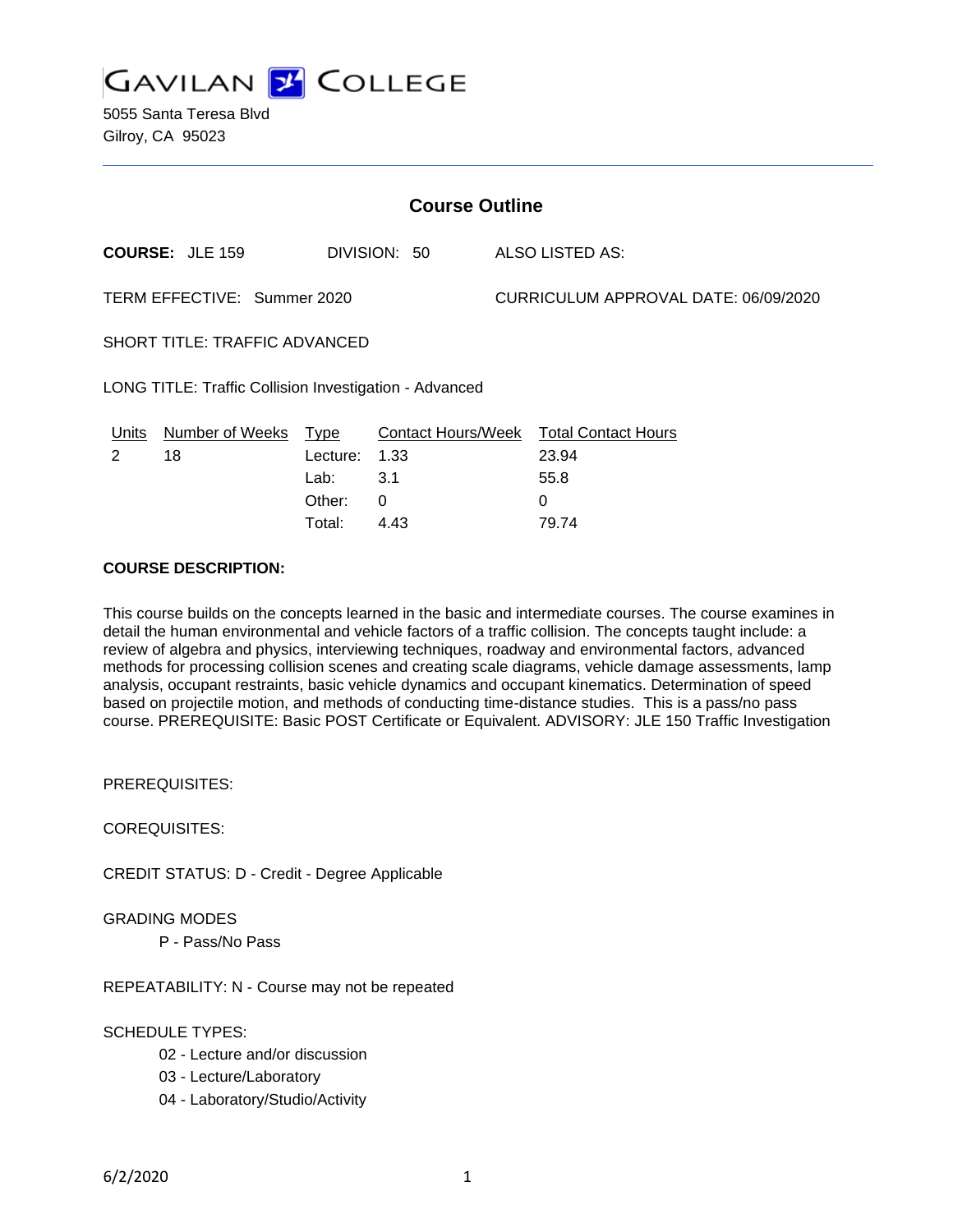# GAVILAN COLLEGE

5055 Santa Teresa Blvd
Gilroy, CA 95023

## Course Outline

**COURSE:** JLE 159 DIVISION: 50 ALSO LISTED AS:

TERM EFFECTIVE: Summer 2020 CURRICULUM APPROVAL DATE: 06/09/2020

SHORT TITLE: TRAFFIC ADVANCED

LONG TITLE: Traffic Collision Investigation - Advanced

| Units | Number of Weeks | Type | Contact Hours/Week | Total Contact Hours |
|---|---|---|---|---|
| 2 | 18 | Lecture: | 1.33 | 23.94 |
| | | Lab: | 3.1 | 55.8 |
| | | Other: | 0 | 0 |
| | | Total: | 4.43 | 79.74 |

**COURSE DESCRIPTION:**

This course builds on the concepts learned in the basic and intermediate courses. The course examines in detail the human environmental and vehicle factors of a traffic collision. The concepts taught include: a review of algebra and physics, interviewing techniques, roadway and environmental factors, advanced methods for processing collision scenes and creating scale diagrams, vehicle damage assessments, lamp analysis, occupant restraints, basic vehicle dynamics and occupant kinematics. Determination of speed based on projectile motion, and methods of conducting time-distance studies. This is a pass/no pass course. PREREQUISITE: Basic POST Certificate or Equivalent. ADVISORY: JLE 150 Traffic Investigation

PREREQUISITES:

COREQUISITES:

CREDIT STATUS: D - Credit - Degree Applicable

GRADING MODES

- P - Pass/No Pass

REPEATABILITY: N - Course may not be repeated

SCHEDULE TYPES:

- 02 - Lecture and/or discussion
- 03 - Lecture/Laboratory
- 04 - Laboratory/Studio/Activity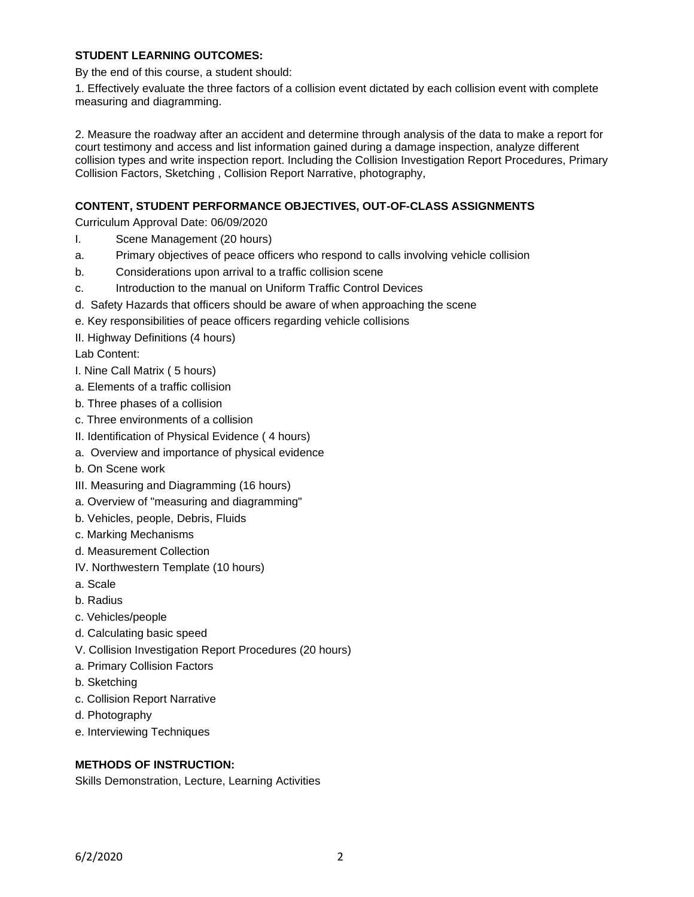**STUDENT LEARNING OUTCOMES:**

By the end of this course, a student should:

1. Effectively evaluate the three factors of a collision event dictated by each collision event with complete measuring and diagramming.

2. Measure the roadway after an accident and determine through analysis of the data to make a report for court testimony and access and list information gained during a damage inspection, analyze different collision types and write inspection report. Including the Collision Investigation Report Procedures, Primary Collision Factors, Sketching , Collision Report Narrative, photography,

**CONTENT, STUDENT PERFORMANCE OBJECTIVES, OUT-OF-CLASS ASSIGNMENTS**

Curriculum Approval Date: 06/09/2020

I. Scene Management (20 hours)

a. Primary objectives of peace officers who respond to calls involving vehicle collision

b. Considerations upon arrival to a traffic collision scene

c. Introduction to the manual on Uniform Traffic Control Devices

d. Safety Hazards that officers should be aware of when approaching the scene

e. Key responsibilities of peace officers regarding vehicle collisions

II. Highway Definitions (4 hours)

Lab Content:

I. Nine Call Matrix ( 5 hours)

a. Elements of a traffic collision

b. Three phases of a collision

c. Three environments of a collision

II. Identification of Physical Evidence ( 4 hours)

a. Overview and importance of physical evidence

b. On Scene work

III. Measuring and Diagramming (16 hours)

a. Overview of "measuring and diagramming"

b. Vehicles, people, Debris, Fluids

c. Marking Mechanisms

d. Measurement Collection

IV. Northwestern Template (10 hours)

a. Scale

b. Radius

c. Vehicles/people

d. Calculating basic speed

V. Collision Investigation Report Procedures (20 hours)

a. Primary Collision Factors

b. Sketching

c. Collision Report Narrative

d. Photography

e. Interviewing Techniques

**METHODS OF INSTRUCTION:**

Skills Demonstration, Lecture, Learning Activities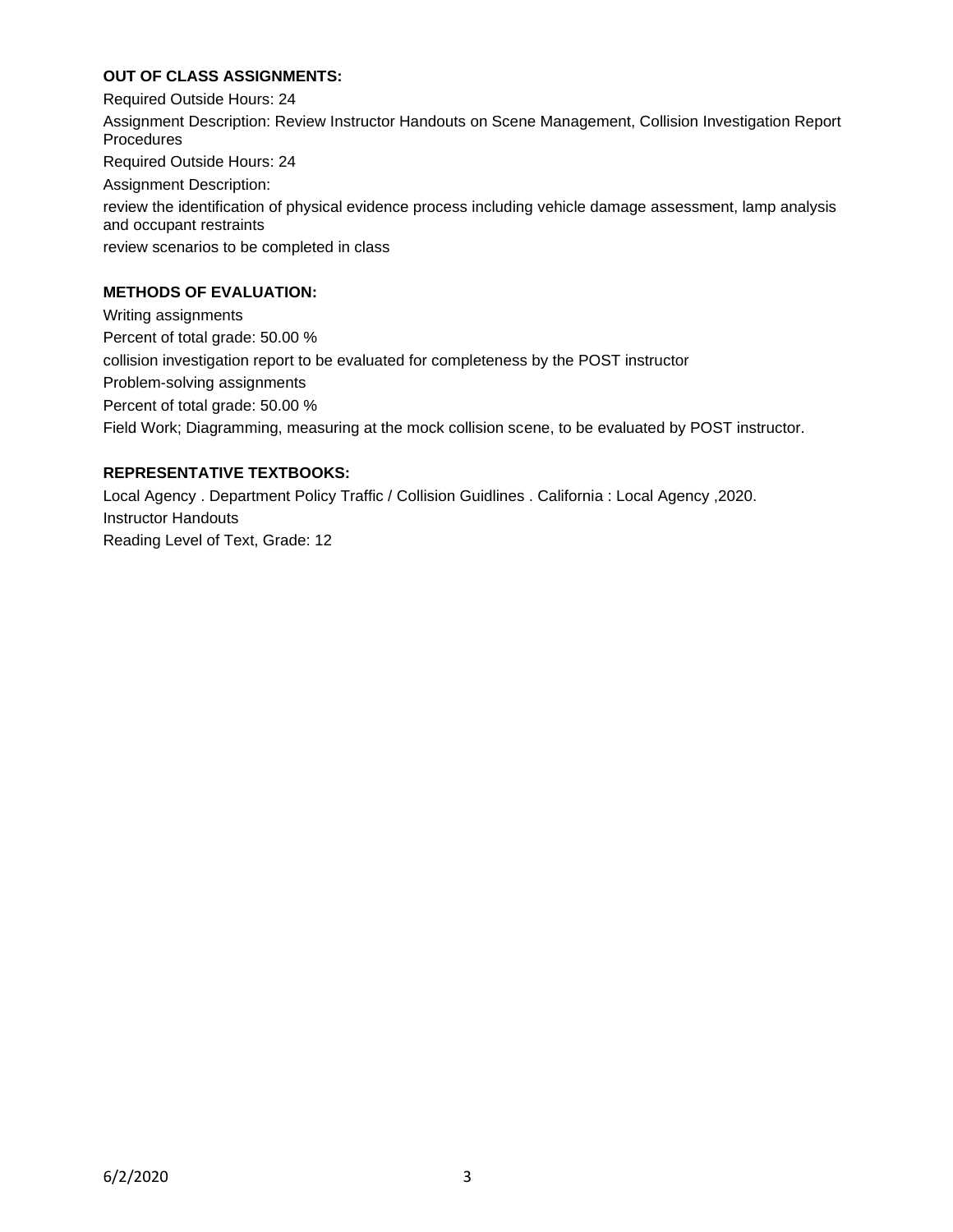## OUT OF CLASS ASSIGNMENTS:

Required Outside Hours: 24

Assignment Description: Review Instructor Handouts on Scene Management, Collision Investigation Report Procedures

Required Outside Hours: 24

Assignment Description:

review the identification of physical evidence process including vehicle damage assessment, lamp analysis and occupant restraints

review scenarios to be completed in class

## METHODS OF EVALUATION:

Writing assignments

Percent of total grade: 50.00 %

collision investigation report to be evaluated for completeness by the POST instructor

Problem-solving assignments

Percent of total grade: 50.00 %

Field Work; Diagramming, measuring at the mock collision scene, to be evaluated by POST instructor.

## REPRESENTATIVE TEXTBOOKS:

Local Agency . Department Policy Traffic / Collision Guidlines . California : Local Agency ,2020.

Instructor Handouts

Reading Level of Text, Grade: 12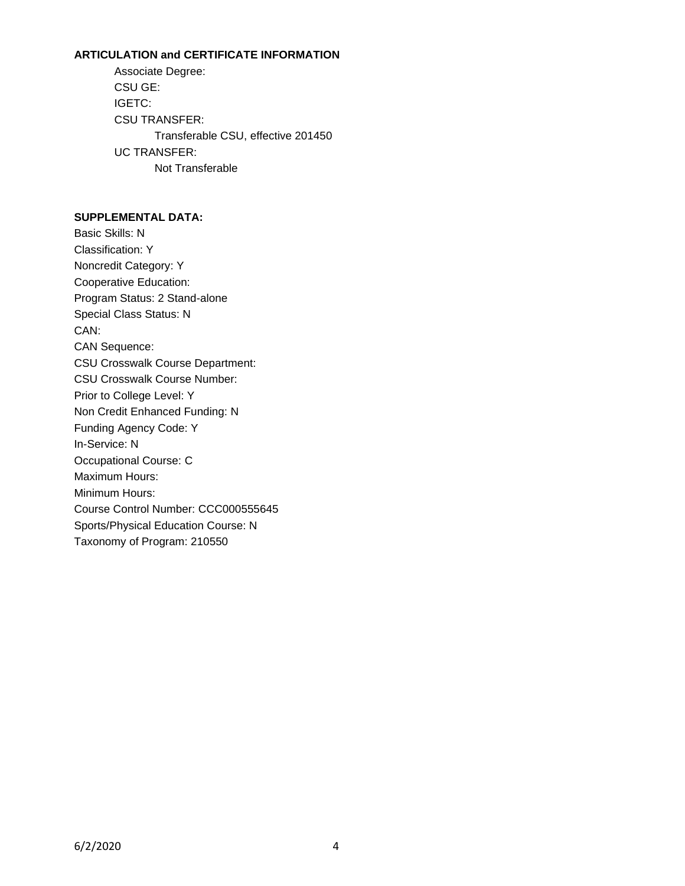**ARTICULATION and CERTIFICATE INFORMATION**

Associate Degree:
CSU GE:
IGETC:
CSU TRANSFER:
Transferable CSU, effective 201450
UC TRANSFER:
Not Transferable

**SUPPLEMENTAL DATA:**

Basic Skills: N
Classification: Y
Noncredit Category: Y
Cooperative Education:
Program Status: 2 Stand-alone
Special Class Status: N
CAN:
CAN Sequence:
CSU Crosswalk Course Department:
CSU Crosswalk Course Number:
Prior to College Level: Y
Non Credit Enhanced Funding: N
Funding Agency Code: Y
In-Service: N
Occupational Course: C
Maximum Hours:
Minimum Hours:
Course Control Number: CCC000555645
Sports/Physical Education Course: N
Taxonomy of Program: 210550